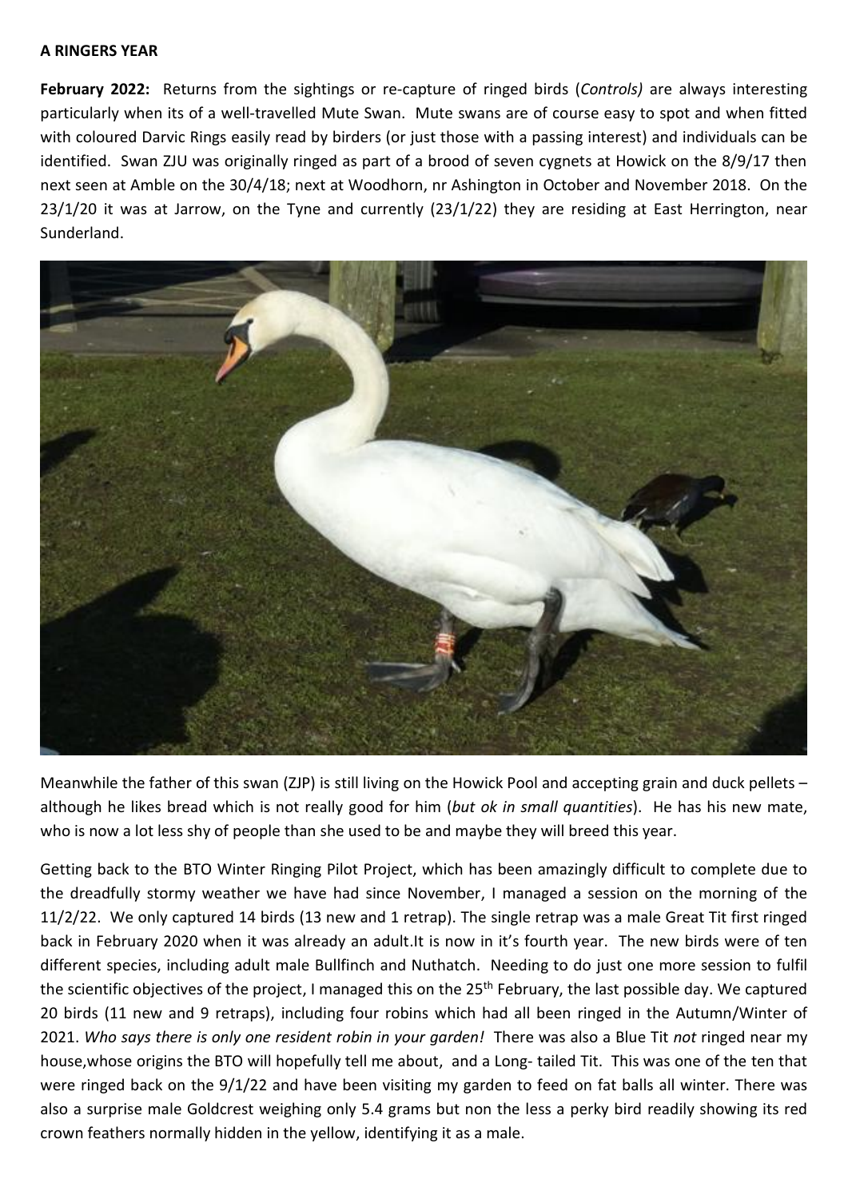**A RINGERS YEAR**

**February 2022:** Returns from the sightings or re-capture of ringed birds (*Controls)* are always interesting particularly when its of a well-travelled Mute Swan. Mute swans are of course easy to spot and when fitted with coloured Darvic Rings easily read by birders (or just those with a passing interest) and individuals can be identified. Swan ZJU was originally ringed as part of a brood of seven cygnets at Howick on the 8/9/17 then next seen at Amble on the 30/4/18; next at Woodhorn, nr Ashington in October and November 2018. On the 23/1/20 it was at Jarrow, on the Tyne and currently (23/1/22) they are residing at East Herrington, near Sunderland.

Meanwhile the father of this swan (ZJP) is still living on the Howick Pool and accepting grain and duck pellets – although he likes bread which is not really good for him (*but ok in small quantities*). He has his new mate, who is now a lot less shy of people than she used to be and maybe they will breed this year.

Getting back to the BTO Winter Ringing Pilot Project, which has been amazingly difficult to complete due to the dreadfully stormy weather we have had since November, I managed a session on the morning of the 11/2/22. We only captured 14 birds (13 new and 1 retrap). The single retrap was a male Great Tit first ringed back in February 2020 when it was already an adult.It is now in it's fourth year. The new birds were of ten different species, including adult male Bullfinch and Nuthatch. Needing to do just one more session to fulfil the scientific objectives of the project, I managed this on the 25th February, the last possible day. We captured 20 birds (11 new and 9 retraps), including four robins which had all been ringed in the Autumn/Winter of 2021. *Who says there is only one resident robin in your garden!* There was also a Blue Tit *not* ringed near my house,whose origins the BTO will hopefully tell me about, and a Long- tailed Tit. This was one of the ten that were ringed back on the 9/1/22 and have been visiting my garden to feed on fat balls all winter. There was also a surprise male Goldcrest weighing only 5.4 grams but non the less a perky bird readily showing its red crown feathers normally hidden in the yellow, identifying it as a male.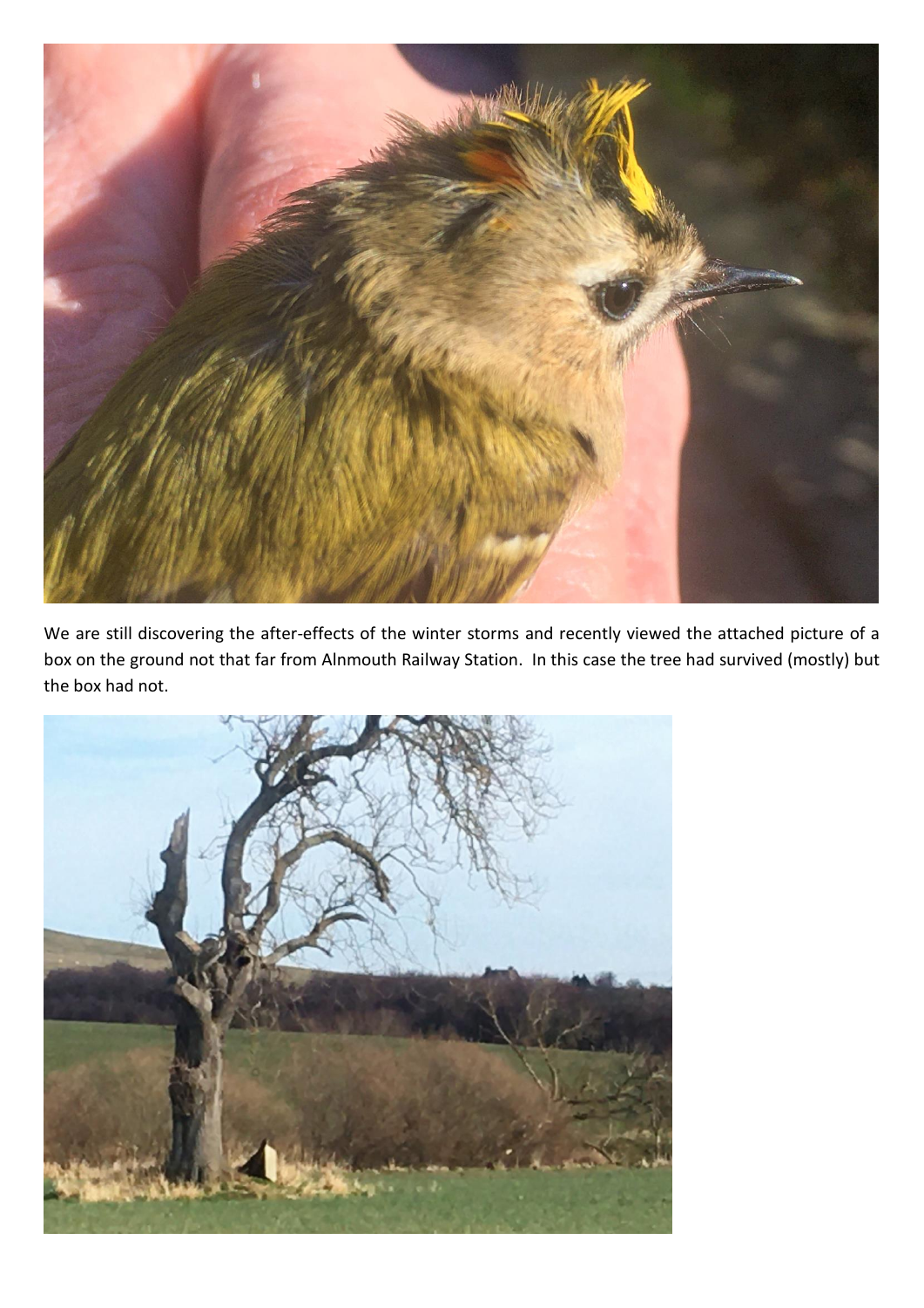We are still discovering the after-effects of the winter storms and recently viewed the attached picture of a box on the ground not that far from Alnmouth Railway Station. In this case the tree had survived (mostly) but the box had not.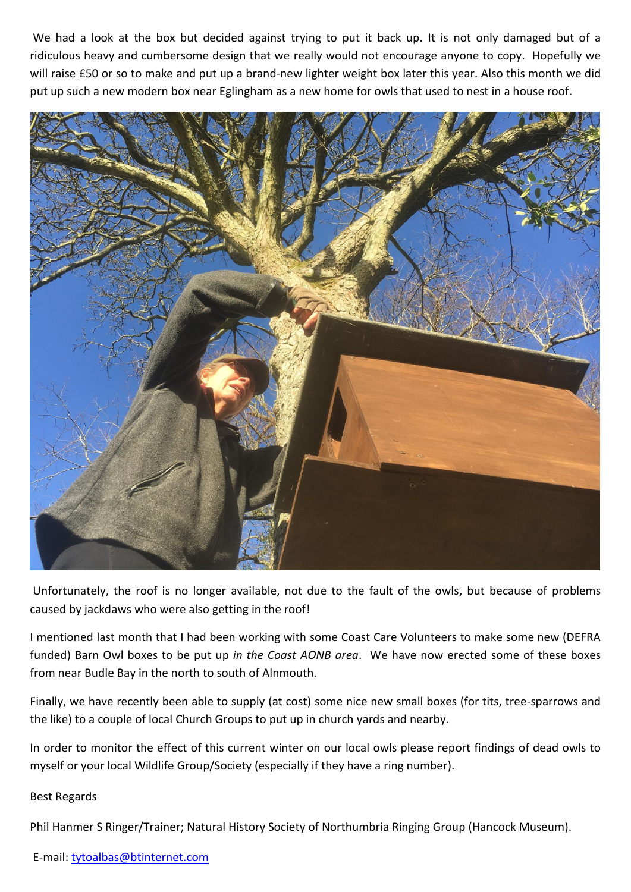We had a look at the box but decided against trying to put it back up. It is not only damaged but of a ridiculous heavy and cumbersome design that we really would not encourage anyone to copy. Hopefully we will raise £50 or so to make and put up a brand-new lighter weight box later this year. Also this month we did put up such a new modern box near Eglingham as a new home for owls that used to nest in a house roof.

Unfortunately, the roof is no longer available, not due to the fault of the owls, but because of problems caused by jackdaws who were also getting in the roof!

I mentioned last month that I had been working with some Coast Care Volunteers to make some new (DEFRA funded) Barn Owl boxes to be put up *in the Coast AONB area*. We have now erected some of these boxes from near Budle Bay in the north to south of Alnmouth.

Finally, we have recently been able to supply (at cost) some nice new small boxes (for tits, tree-sparrows and the like) to a couple of local Church Groups to put up in church yards and nearby.

In order to monitor the effect of this current winter on our local owls please report findings of dead owls to myself or your local Wildlife Group/Society (especially if they have a ring number).

Best Regards

Phil Hanmer S Ringer/Trainer; Natural History Society of Northumbria Ringing Group (Hancock Museum).

E-mail: [tytoalbas@btinternet.com](mailto:tytoalbas@btinternet.com)